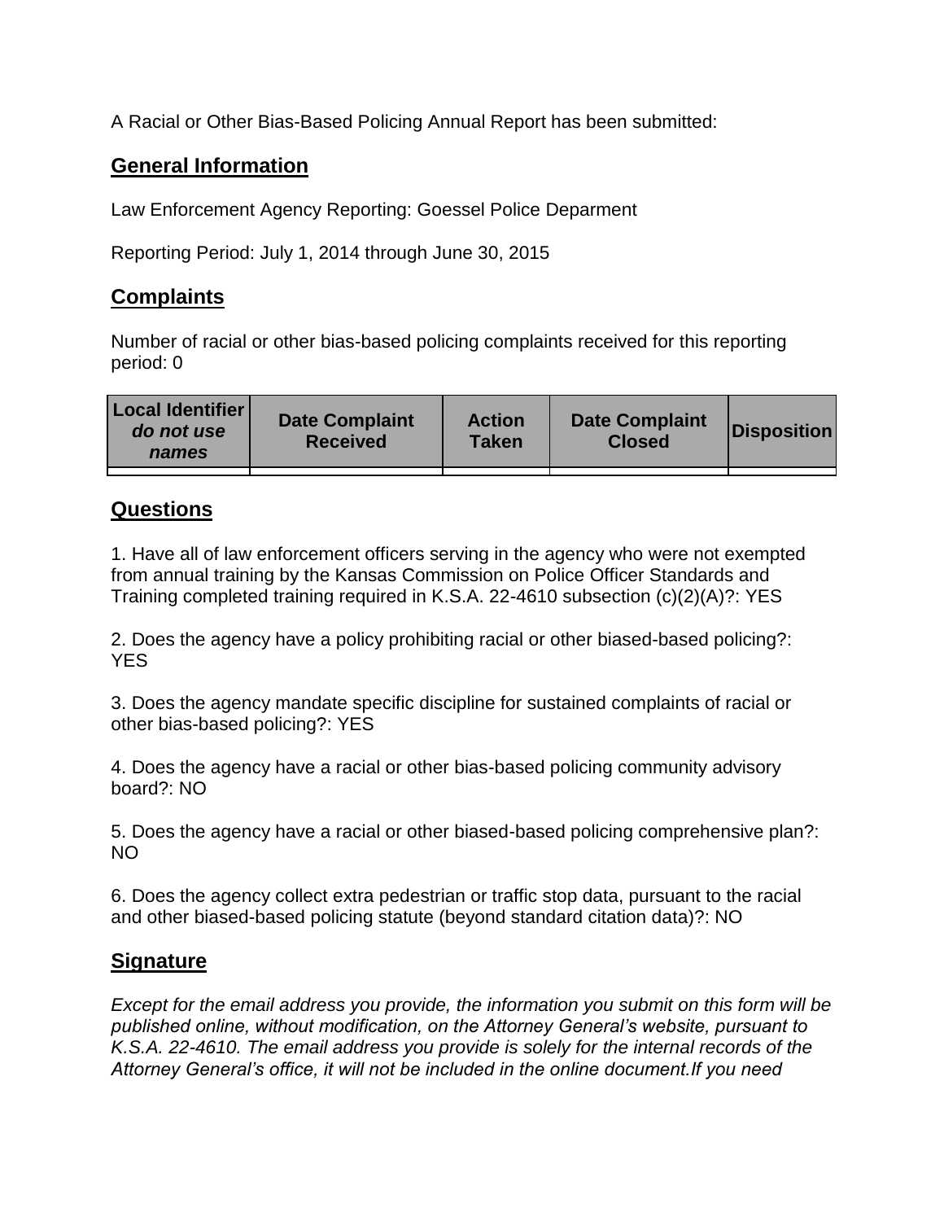A Racial or Other Bias-Based Policing Annual Report has been submitted:

## General Information

Law Enforcement Agency Reporting: Goessel Police Deparment

Reporting Period: July 1, 2014 through June 30, 2015

## Complaints

Number of racial or other bias-based policing complaints received for this reporting period: 0

| **Local Identifier** ***do not use names*** | **Date Complaint Received** | **Action Taken** | **Date Complaint Closed** | **Disposition** |
|---|---|---|---|---|
| | | | | |

## Questions

1. Have all of law enforcement officers serving in the agency who were not exempted from annual training by the Kansas Commission on Police Officer Standards and Training completed training required in K.S.A. 22-4610 subsection (c)(2)(A)?: YES

2. Does the agency have a policy prohibiting racial or other biased-based policing?: YES

3. Does the agency mandate specific discipline for sustained complaints of racial or other bias-based policing?: YES

4. Does the agency have a racial or other bias-based policing community advisory board?: NO

5. Does the agency have a racial or other biased-based policing comprehensive plan?: NO

6. Does the agency collect extra pedestrian or traffic stop data, pursuant to the racial and other biased-based policing statute (beyond standard citation data)?: NO

## Signature

*Except for the email address you provide, the information you submit on this form will be published online, without modification, on the Attorney General's website, pursuant to K.S.A. 22-4610. The email address you provide is solely for the internal records of the Attorney General's office, it will not be included in the online document.If you need*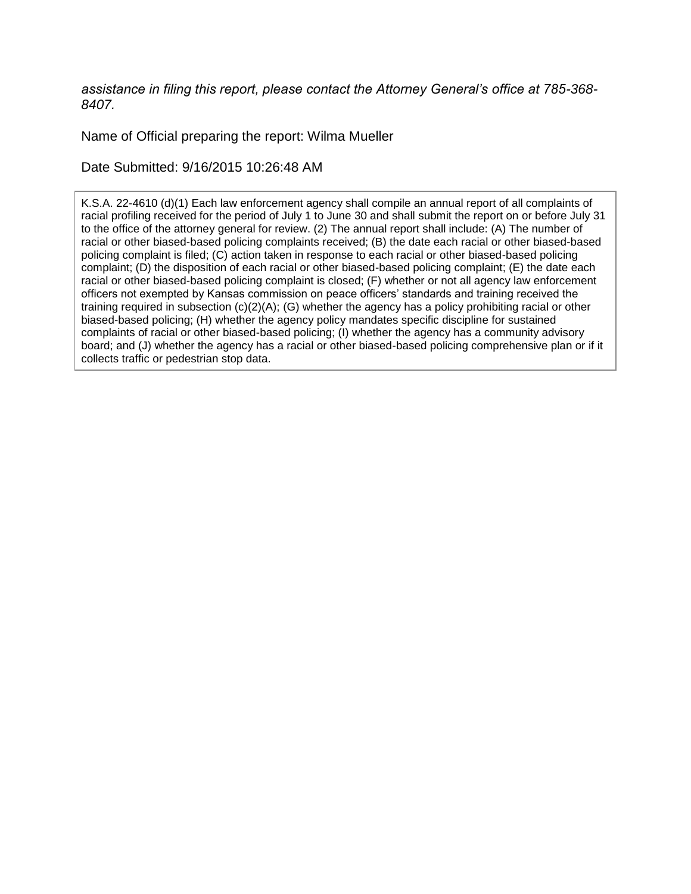*assistance in filing this report, please contact the Attorney General's office at 785-368-8407.*

Name of Official preparing the report: Wilma Mueller

Date Submitted: 9/16/2015 10:26:48 AM

K.S.A. 22-4610 (d)(1) Each law enforcement agency shall compile an annual report of all complaints of racial profiling received for the period of July 1 to June 30 and shall submit the report on or before July 31 to the office of the attorney general for review. (2) The annual report shall include: (A) The number of racial or other biased-based policing complaints received; (B) the date each racial or other biased-based policing complaint is filed; (C) action taken in response to each racial or other biased-based policing complaint; (D) the disposition of each racial or other biased-based policing complaint; (E) the date each racial or other biased-based policing complaint is closed; (F) whether or not all agency law enforcement officers not exempted by Kansas commission on peace officers' standards and training received the training required in subsection (c)(2)(A); (G) whether the agency has a policy prohibiting racial or other biased-based policing; (H) whether the agency policy mandates specific discipline for sustained complaints of racial or other biased-based policing; (I) whether the agency has a community advisory board; and (J) whether the agency has a racial or other biased-based policing comprehensive plan or if it collects traffic or pedestrian stop data.